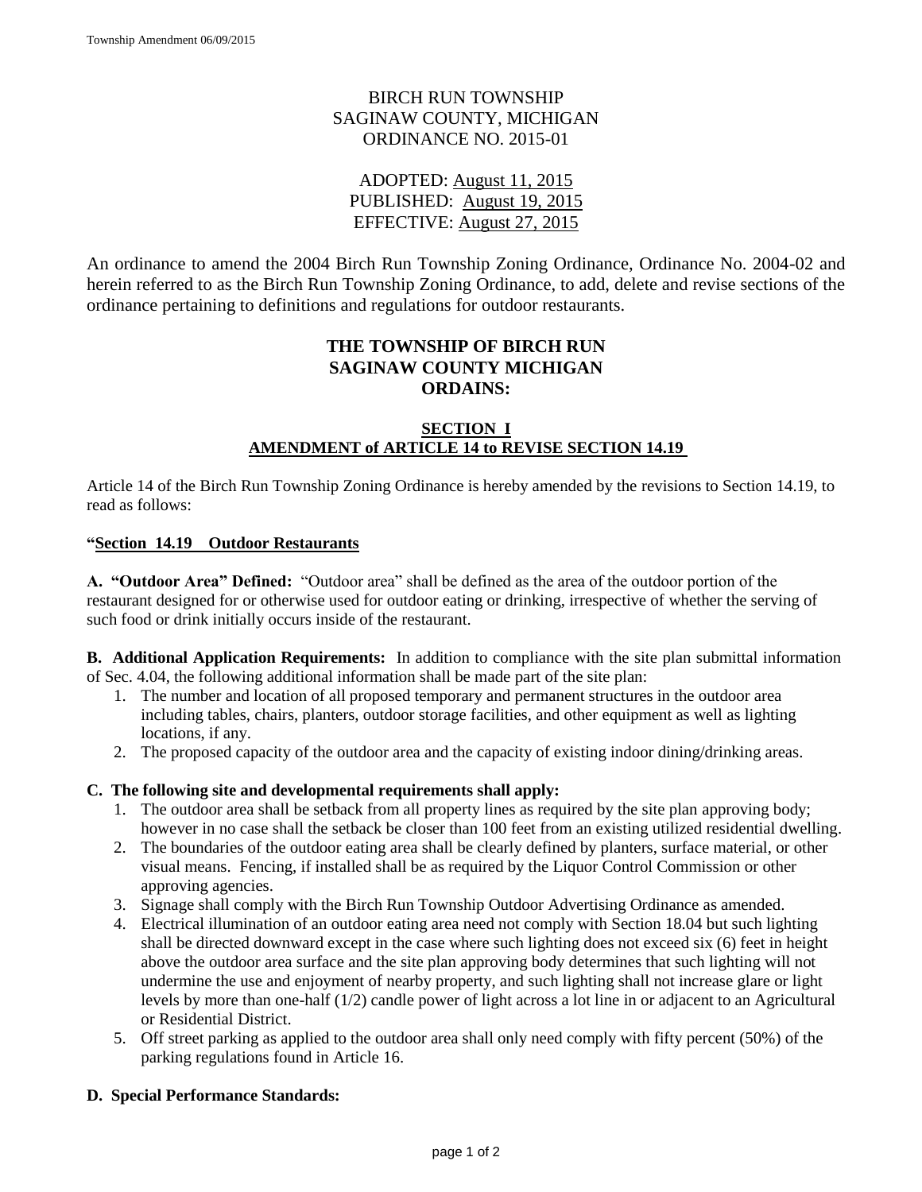BIRCH RUN TOWNSHIP
SAGINAW COUNTY, MICHIGAN
ORDINANCE NO. 2015-01

ADOPTED: August 11, 2015
PUBLISHED: August 19, 2015
EFFECTIVE: August 27, 2015

An ordinance to amend the 2004 Birch Run Township Zoning Ordinance, Ordinance No. 2004-02 and herein referred to as the Birch Run Township Zoning Ordinance, to add, delete and revise sections of the ordinance pertaining to definitions and regulations for outdoor restaurants.

**THE TOWNSHIP OF BIRCH RUN**
**SAGINAW COUNTY MICHIGAN**
**ORDAINS:**

## SECTION I
## AMENDMENT of ARTICLE 14 to REVISE SECTION 14.19

Article 14 of the Birch Run Township Zoning Ordinance is hereby amended by the revisions to Section 14.19, to read as follows:

**"Section 14.19 Outdoor Restaurants**

**A. "Outdoor Area" Defined:** "Outdoor area" shall be defined as the area of the outdoor portion of the restaurant designed for or otherwise used for outdoor eating or drinking, irrespective of whether the serving of such food or drink initially occurs inside of the restaurant.

**B. Additional Application Requirements:** In addition to compliance with the site plan submittal information of Sec. 4.04, the following additional information shall be made part of the site plan:

1. The number and location of all proposed temporary and permanent structures in the outdoor area including tables, chairs, planters, outdoor storage facilities, and other equipment as well as lighting locations, if any.
2. The proposed capacity of the outdoor area and the capacity of existing indoor dining/drinking areas.

**C. The following site and developmental requirements shall apply:**

1. The outdoor area shall be setback from all property lines as required by the site plan approving body; however in no case shall the setback be closer than 100 feet from an existing utilized residential dwelling.
2. The boundaries of the outdoor eating area shall be clearly defined by planters, surface material, or other visual means. Fencing, if installed shall be as required by the Liquor Control Commission or other approving agencies.
3. Signage shall comply with the Birch Run Township Outdoor Advertising Ordinance as amended.
4. Electrical illumination of an outdoor eating area need not comply with Section 18.04 but such lighting shall be directed downward except in the case where such lighting does not exceed six (6) feet in height above the outdoor area surface and the site plan approving body determines that such lighting will not undermine the use and enjoyment of nearby property, and such lighting shall not increase glare or light levels by more than one-half (1/2) candle power of light across a lot line in or adjacent to an Agricultural or Residential District.
5. Off street parking as applied to the outdoor area shall only need comply with fifty percent (50%) of the parking regulations found in Article 16.

**D. Special Performance Standards:**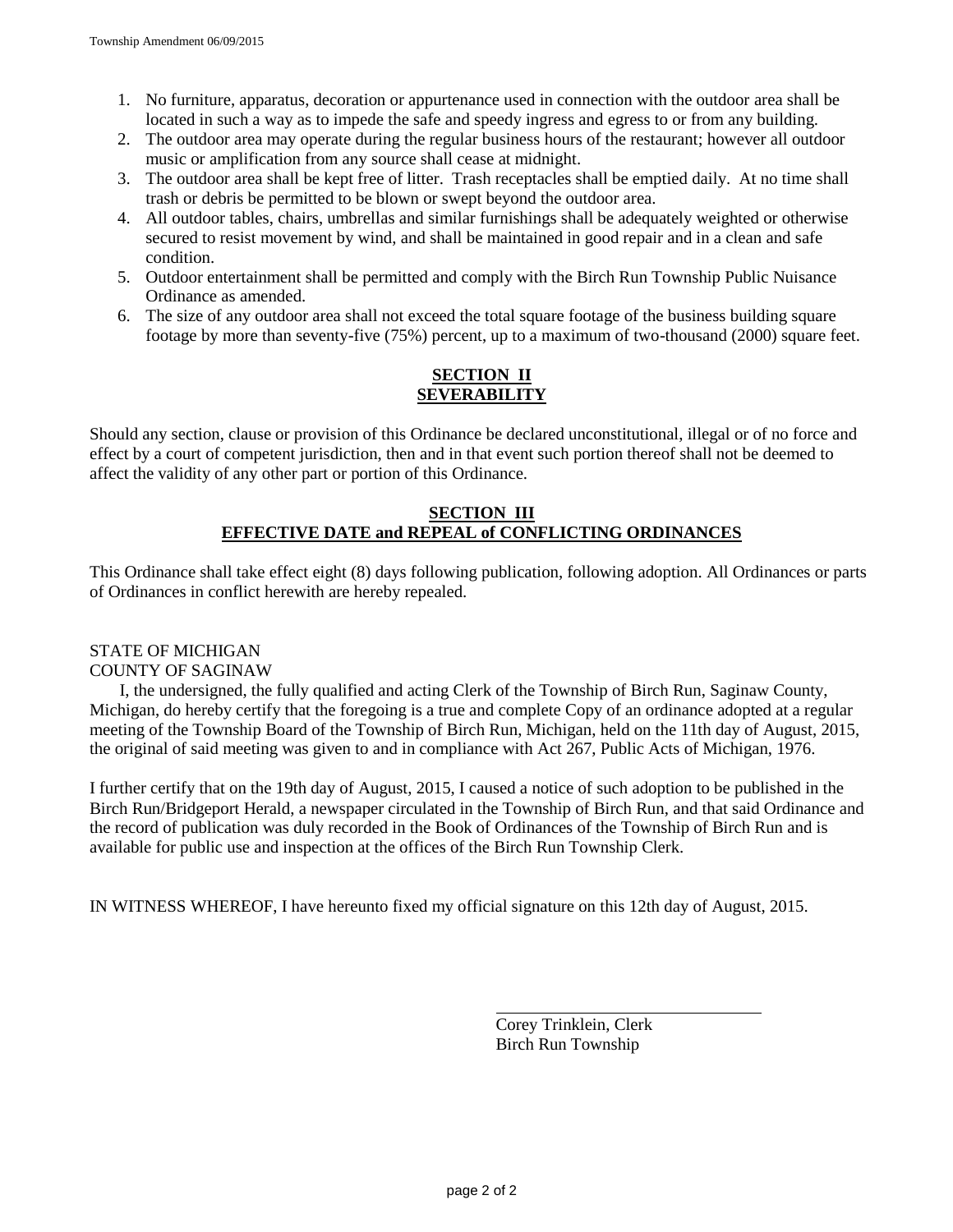1. No furniture, apparatus, decoration or appurtenance used in connection with the outdoor area shall be located in such a way as to impede the safe and speedy ingress and egress to or from any building.
2. The outdoor area may operate during the regular business hours of the restaurant; however all outdoor music or amplification from any source shall cease at midnight.
3. The outdoor area shall be kept free of litter. Trash receptacles shall be emptied daily. At no time shall trash or debris be permitted to be blown or swept beyond the outdoor area.
4. All outdoor tables, chairs, umbrellas and similar furnishings shall be adequately weighted or otherwise secured to resist movement by wind, and shall be maintained in good repair and in a clean and safe condition.
5. Outdoor entertainment shall be permitted and comply with the Birch Run Township Public Nuisance Ordinance as amended.
6. The size of any outdoor area shall not exceed the total square footage of the business building square footage by more than seventy-five (75%) percent, up to a maximum of two-thousand (2000) square feet.

## **SECTION II**
## **SEVERABILITY**

Should any section, clause or provision of this Ordinance be declared unconstitutional, illegal or of no force and effect by a court of competent jurisdiction, then and in that event such portion thereof shall not be deemed to affect the validity of any other part or portion of this Ordinance.

## **SECTION III**
## **EFFECTIVE DATE and REPEAL of CONFLICTING ORDINANCES**

This Ordinance shall take effect eight (8) days following publication, following adoption. All Ordinances or parts of Ordinances in conflict herewith are hereby repealed.

STATE OF MICHIGAN
COUNTY OF SAGINAW

I, the undersigned, the fully qualified and acting Clerk of the Township of Birch Run, Saginaw County, Michigan, do hereby certify that the foregoing is a true and complete Copy of an ordinance adopted at a regular meeting of the Township Board of the Township of Birch Run, Michigan, held on the 11th day of August, 2015, the original of said meeting was given to and in compliance with Act 267, Public Acts of Michigan, 1976.

I further certify that on the 19th day of August, 2015, I caused a notice of such adoption to be published in the Birch Run/Bridgeport Herald, a newspaper circulated in the Township of Birch Run, and that said Ordinance and the record of publication was duly recorded in the Book of Ordinances of the Township of Birch Run and is available for public use and inspection at the offices of the Birch Run Township Clerk.

IN WITNESS WHEREOF, I have hereunto fixed my official signature on this 12th day of August, 2015.

Corey Trinklein, Clerk
Birch Run Township